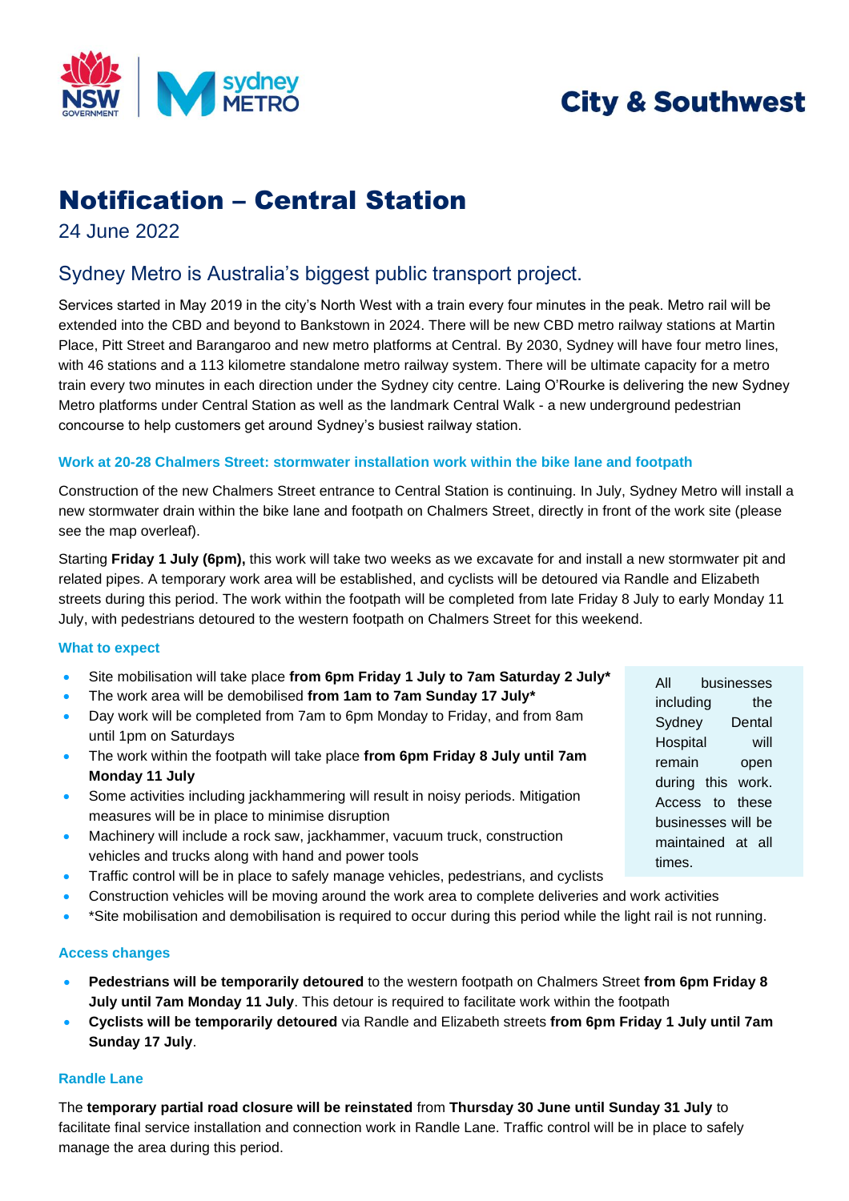City & Southwest

# Notification – Central Station

24 June 2022

## Sydney Metro is Australia's biggest public transport project.

Services started in May 2019 in the city's North West with a train every four minutes in the peak. Metro rail will be extended into the CBD and beyond to Bankstown in 2024. There will be new CBD metro railway stations at Martin Place, Pitt Street and Barangaroo and new metro platforms at Central. By 2030, Sydney will have four metro lines, with 46 stations and a 113 kilometre standalone metro railway system. There will be ultimate capacity for a metro train every two minutes in each direction under the Sydney city centre. Laing O'Rourke is delivering the new Sydney Metro platforms under Central Station as well as the landmark Central Walk - a new underground pedestrian concourse to help customers get around Sydney's busiest railway station.

### Work at 20-28 Chalmers Street: stormwater installation work within the bike lane and footpath

Construction of the new Chalmers Street entrance to Central Station is continuing. In July, Sydney Metro will install a new stormwater drain within the bike lane and footpath on Chalmers Street, directly in front of the work site (please see the map overleaf).

Starting **Friday 1 July (6pm),** this work will take two weeks as we excavate for and install a new stormwater pit and related pipes. A temporary work area will be established, and cyclists will be detoured via Randle and Elizabeth streets during this period. The work within the footpath will be completed from late Friday 8 July to early Monday 11 July, with pedestrians detoured to the western footpath on Chalmers Street for this weekend.

### What to expect

- Site mobilisation will take place **from 6pm Friday 1 July to 7am Saturday 2 July***
- The work area will be demobilised **from 1am to 7am Sunday 17 July***
- Day work will be completed from 7am to 6pm Monday to Friday, and from 8am until 1pm on Saturdays
- The work within the footpath will take place **from 6pm Friday 8 July until 7am Monday 11 July**
- Some activities including jackhammering will result in noisy periods. Mitigation measures will be in place to minimise disruption
- Machinery will include a rock saw, jackhammer, vacuum truck, construction vehicles and trucks along with hand and power tools
- Traffic control will be in place to safely manage vehicles, pedestrians, and cyclists
- Construction vehicles will be moving around the work area to complete deliveries and work activities
- *Site mobilisation and demobilisation is required to occur during this period while the light rail is not running.

All businesses including the Sydney Dental Hospital will remain open during this work. Access to these businesses will be maintained at all times.

### Access changes

- **Pedestrians will be temporarily detoured** to the western footpath on Chalmers Street **from 6pm Friday 8 July until 7am Monday 11 July**. This detour is required to facilitate work within the footpath
- **Cyclists will be temporarily detoured** via Randle and Elizabeth streets **from 6pm Friday 1 July until 7am Sunday 17 July**.

### Randle Lane

The **temporary partial road closure will be reinstated** from **Thursday 30 June until Sunday 31 July** to facilitate final service installation and connection work in Randle Lane. Traffic control will be in place to safely manage the area during this period.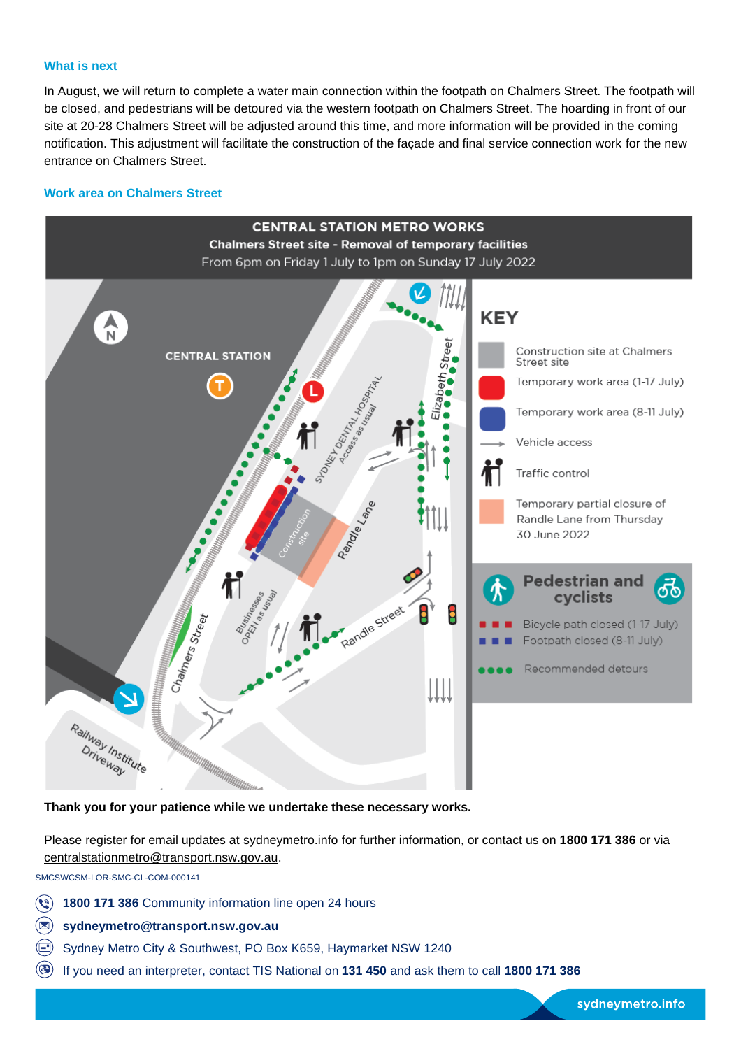### What is next

In August, we will return to complete a water main connection within the footpath on Chalmers Street. The footpath will be closed, and pedestrians will be detoured via the western footpath on Chalmers Street. The hoarding in front of our site at 20-28 Chalmers Street will be adjusted around this time, and more information will be provided in the coming notification. This adjustment will facilitate the construction of the façade and final service connection work for the new entrance on Chalmers Street.

### Work area on Chalmers Street

CENTRAL STATION METRO WORKS
Chalmers Street site - Removal of temporary facilities
From 6pm on Friday 1 July to 1pm on Sunday 17 July 2022

CENTRAL STATION
SYDNEY DENTAL HOSPITAL Access as usual
Elizabeth Street
Construction site
Randle Lane
Businesses OPEN as usual
Chalmers Street
Randle Street
Railway Institute Driveway

KEY
Construction site at Chalmers Street site
Temporary work area (1-17 July)
Temporary work area (8-11 July)
Vehicle access
Traffic control
Temporary partial closure of Randle Lane from Thursday 30 June 2022

Pedestrian and cyclists
Bicycle path closed (1-17 July)
Footpath closed (8-11 July)
Recommended detours

**Thank you for your patience while we undertake these necessary works.**

Please register for email updates at sydneymetro.info for further information, or contact us on **1800 171 386** or via centralstationmetro@transport.nsw.gov.au.

SMCSWCSM-LOR-SMC-CL-COM-000141

**1800 171 386** Community information line open 24 hours

**sydneymetro@transport.nsw.gov.au**

Sydney Metro City & Southwest, PO Box K659, Haymarket NSW 1240

If you need an interpreter, contact TIS National on **131 450** and ask them to call **1800 171 386**

sydneymetro.info